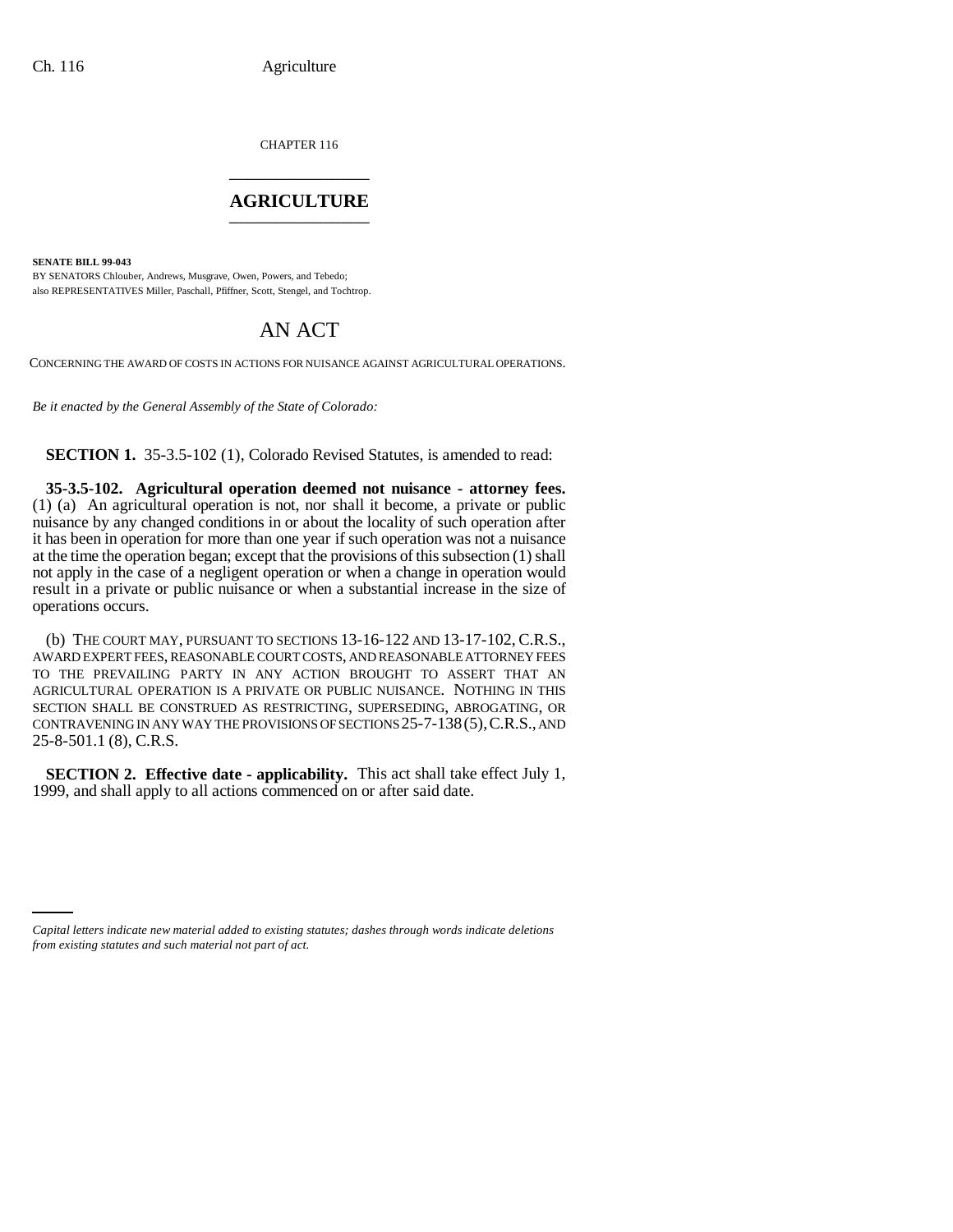CHAPTER 116

# AGRICULTURE

**SENATE BILL 99-043**

BY SENATORS Chlouber, Andrews, Musgrave, Owen, Powers, and Tebedo;
also REPRESENTATIVES Miller, Paschall, Pfiffner, Scott, Stengel, and Tochtrop.

# AN ACT

CONCERNING THE AWARD OF COSTS IN ACTIONS FOR NUISANCE AGAINST AGRICULTURAL OPERATIONS.

*Be it enacted by the General Assembly of the State of Colorado:*

**SECTION 1.** 35-3.5-102 (1), Colorado Revised Statutes, is amended to read:

**35-3.5-102. Agricultural operation deemed not nuisance - attorney fees.** (1) (a) An agricultural operation is not, nor shall it become, a private or public nuisance by any changed conditions in or about the locality of such operation after it has been in operation for more than one year if such operation was not a nuisance at the time the operation began; except that the provisions of this subsection (1) shall not apply in the case of a negligent operation or when a change in operation would result in a private or public nuisance or when a substantial increase in the size of operations occurs.

(b) THE COURT MAY, PURSUANT TO SECTIONS 13-16-122 AND 13-17-102, C.R.S., AWARD EXPERT FEES, REASONABLE COURT COSTS, AND REASONABLE ATTORNEY FEES TO THE PREVAILING PARTY IN ANY ACTION BROUGHT TO ASSERT THAT AN AGRICULTURAL OPERATION IS A PRIVATE OR PUBLIC NUISANCE. NOTHING IN THIS SECTION SHALL BE CONSTRUED AS RESTRICTING, SUPERSEDING, ABROGATING, OR CONTRAVENING IN ANY WAY THE PROVISIONS OF SECTIONS 25-7-138 (5), C.R.S., AND 25-8-501.1 (8), C.R.S.

**SECTION 2. Effective date - applicability.** This act shall take effect July 1, 1999, and shall apply to all actions commenced on or after said date.

*Capital letters indicate new material added to existing statutes; dashes through words indicate deletions from existing statutes and such material not part of act.*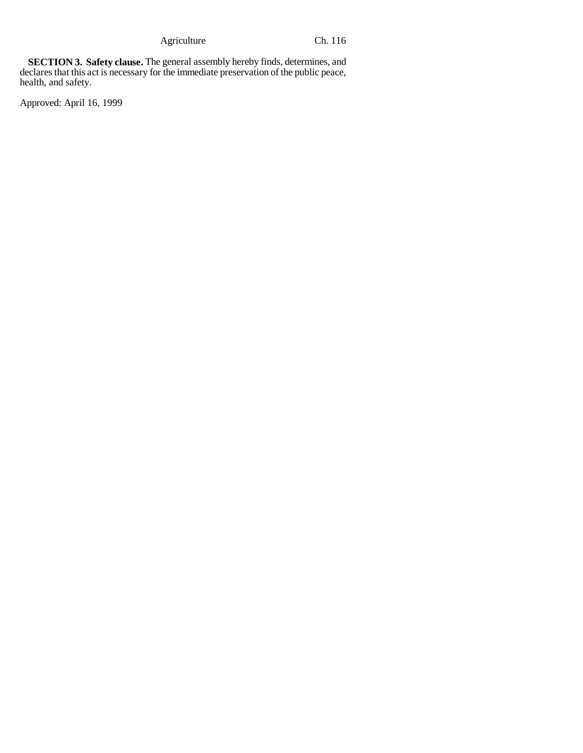**SECTION 3. Safety clause.** The general assembly hereby finds, determines, and declares that this act is necessary for the immediate preservation of the public peace, health, and safety.

Approved: April 16, 1999